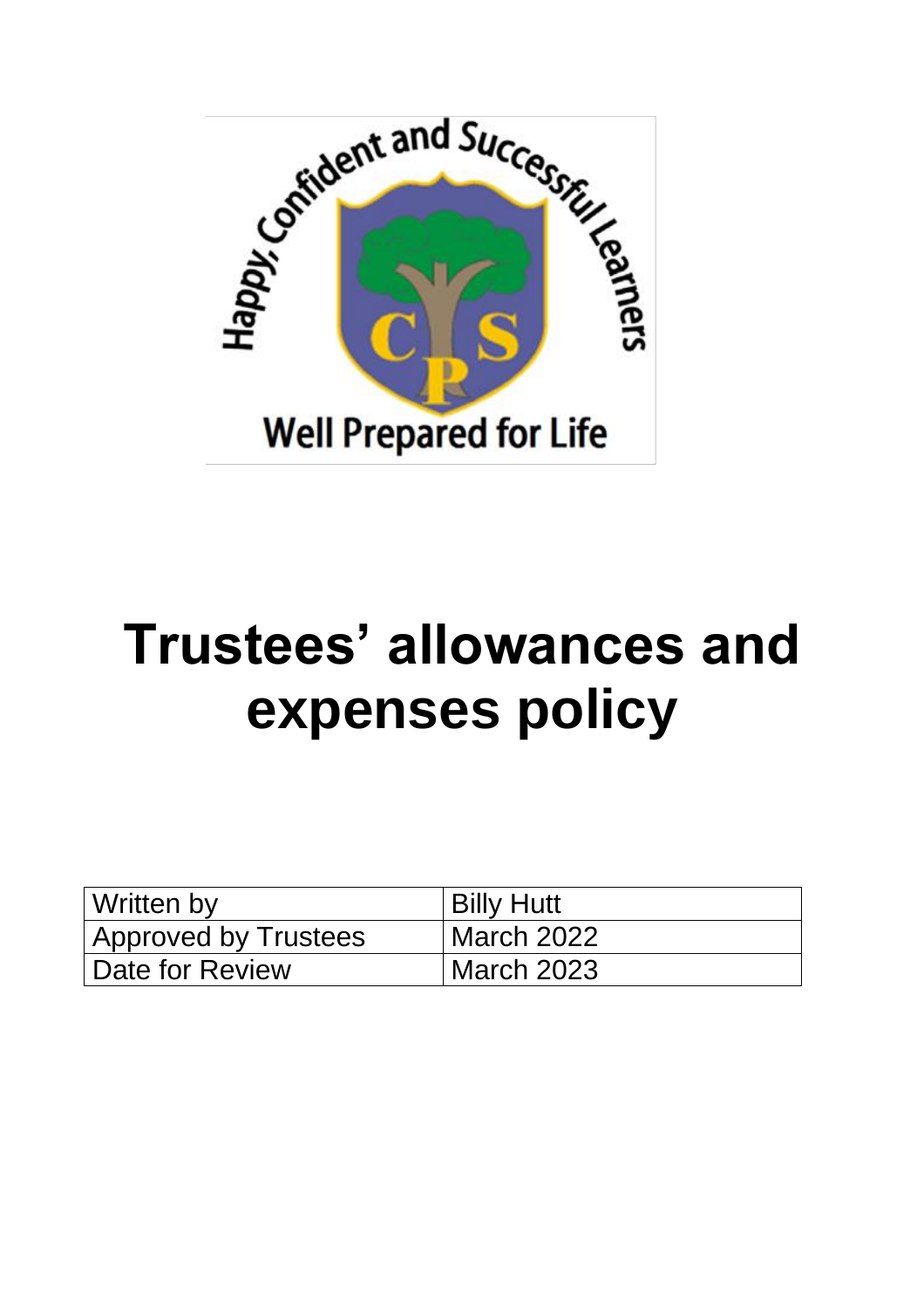# Trustees' allowances and expenses policy

| Written by | Billy Hutt |
|---|---|
| Approved by Trustees | March 2022 |
| Date for Review | March 2023 |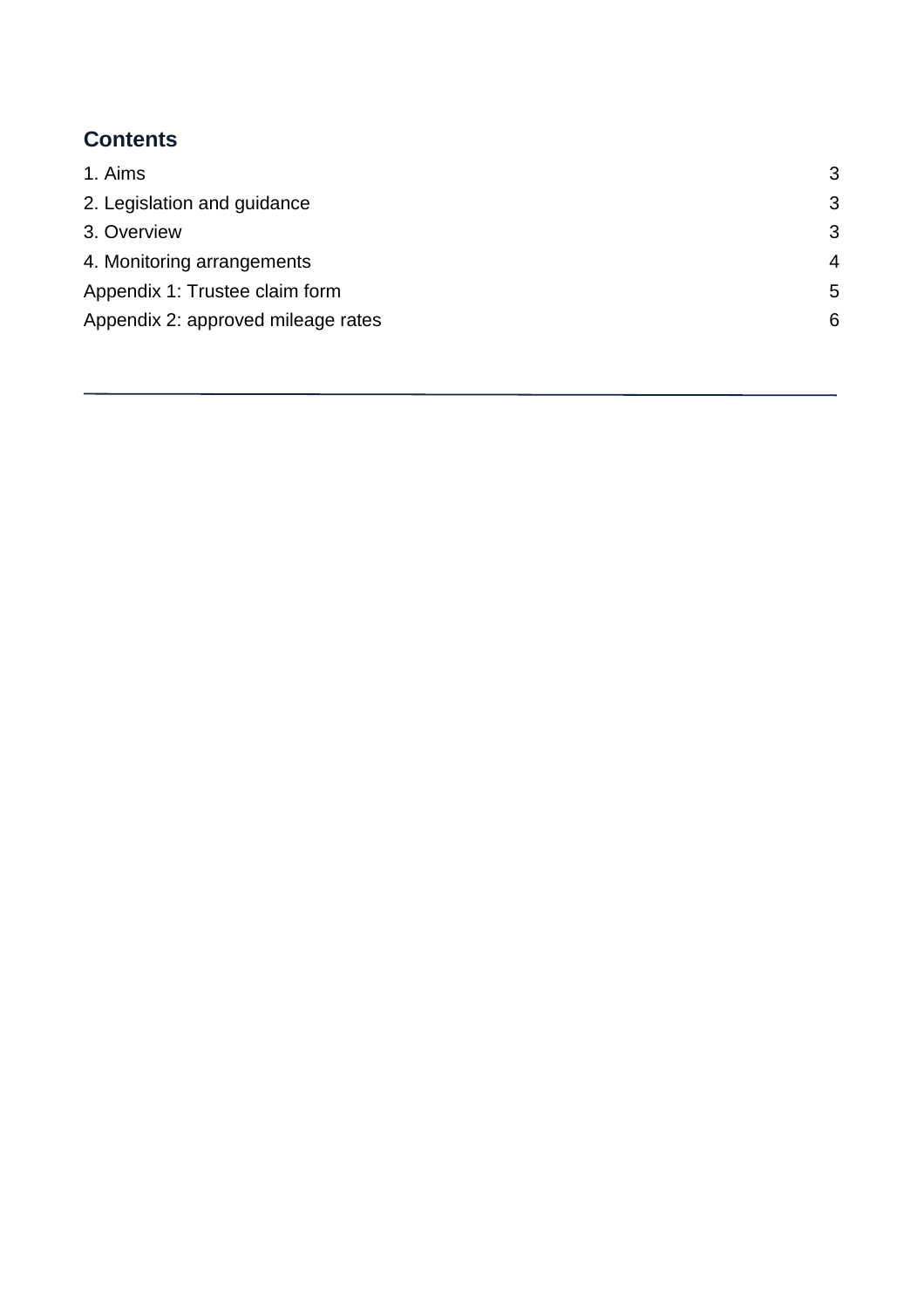## Contents

| | |
|---|---|
| 1. Aims | 3 |
| 2. Legislation and guidance | 3 |
| 3. Overview | 3 |
| 4. Monitoring arrangements | 4 |
| Appendix 1: Trustee claim form | 5 |
| Appendix 2: approved mileage rates | 6 |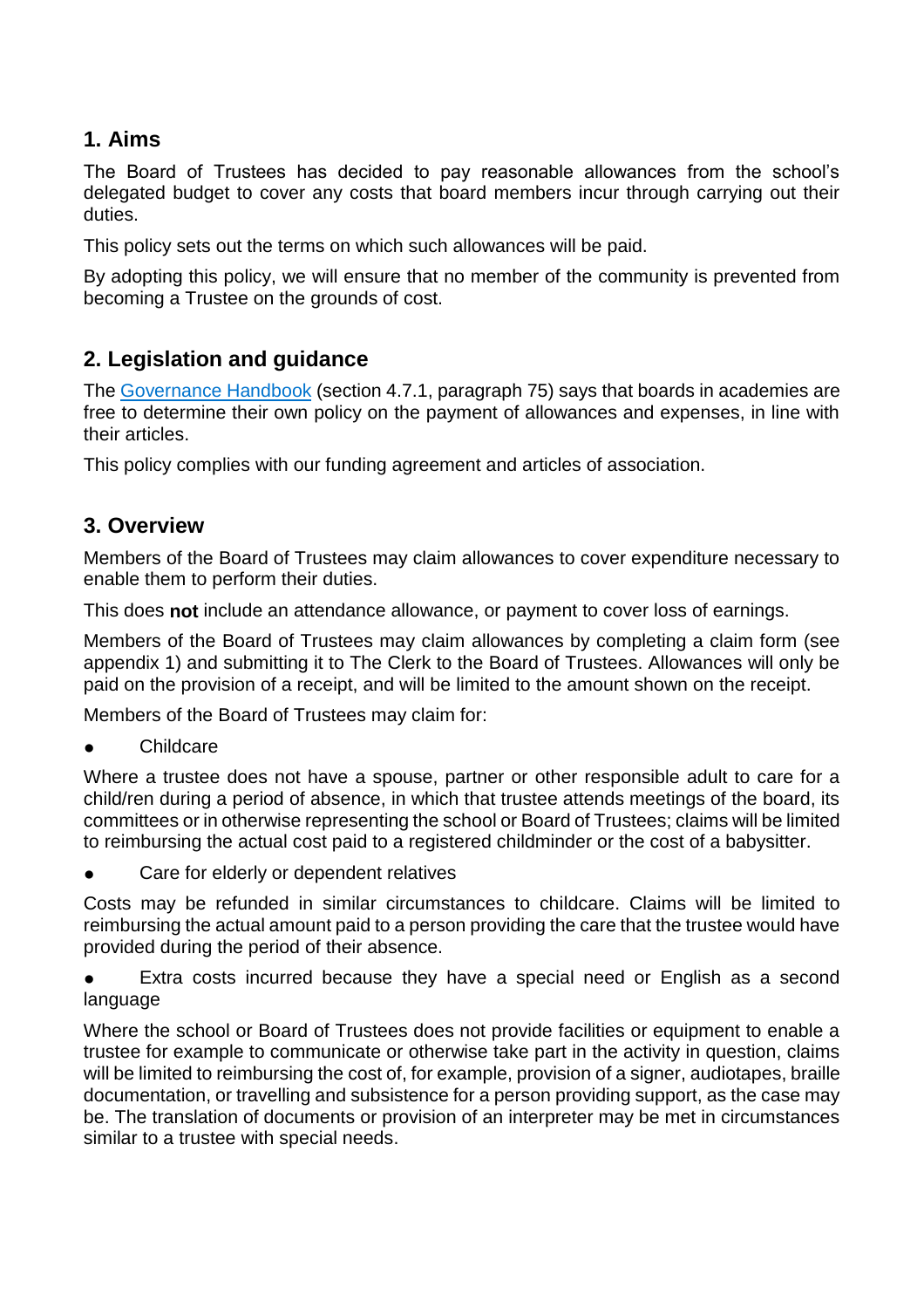## 1. Aims

The Board of Trustees has decided to pay reasonable allowances from the school's delegated budget to cover any costs that board members incur through carrying out their duties.

This policy sets out the terms on which such allowances will be paid.

By adopting this policy, we will ensure that no member of the community is prevented from becoming a Trustee on the grounds of cost.

## 2. Legislation and guidance

The [Governance Handbook](#) (section 4.7.1, paragraph 75) says that boards in academies are free to determine their own policy on the payment of allowances and expenses, in line with their articles.

This policy complies with our funding agreement and articles of association.

## 3. Overview

Members of the Board of Trustees may claim allowances to cover expenditure necessary to enable them to perform their duties.

This does **not** include an attendance allowance, or payment to cover loss of earnings.

Members of the Board of Trustees may claim allowances by completing a claim form (see appendix 1) and submitting it to The Clerk to the Board of Trustees. Allowances will only be paid on the provision of a receipt, and will be limited to the amount shown on the receipt.

Members of the Board of Trustees may claim for:

- Childcare

Where a trustee does not have a spouse, partner or other responsible adult to care for a child/ren during a period of absence, in which that trustee attends meetings of the board, its committees or in otherwise representing the school or Board of Trustees; claims will be limited to reimbursing the actual cost paid to a registered childminder or the cost of a babysitter.

- Care for elderly or dependent relatives

Costs may be refunded in similar circumstances to childcare. Claims will be limited to reimbursing the actual amount paid to a person providing the care that the trustee would have provided during the period of their absence.

- Extra costs incurred because they have a special need or English as a second language

Where the school or Board of Trustees does not provide facilities or equipment to enable a trustee for example to communicate or otherwise take part in the activity in question, claims will be limited to reimbursing the cost of, for example, provision of a signer, audiotapes, braille documentation, or travelling and subsistence for a person providing support, as the case may be. The translation of documents or provision of an interpreter may be met in circumstances similar to a trustee with special needs.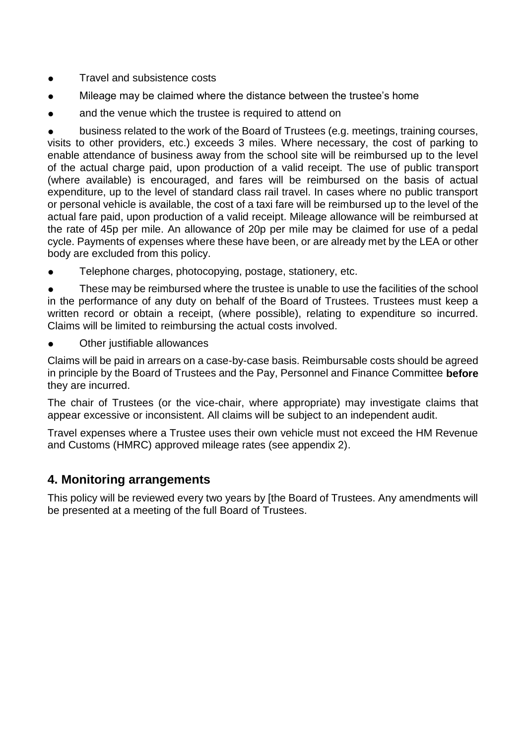- Travel and subsistence costs
- Mileage may be claimed where the distance between the trustee's home
- and the venue which the trustee is required to attend on
- business related to the work of the Board of Trustees (e.g. meetings, training courses, visits to other providers, etc.) exceeds 3 miles. Where necessary, the cost of parking to enable attendance of business away from the school site will be reimbursed up to the level of the actual charge paid, upon production of a valid receipt. The use of public transport (where available) is encouraged, and fares will be reimbursed on the basis of actual expenditure, up to the level of standard class rail travel. In cases where no public transport or personal vehicle is available, the cost of a taxi fare will be reimbursed up to the level of the actual fare paid, upon production of a valid receipt. Mileage allowance will be reimbursed at the rate of 45p per mile. An allowance of 20p per mile may be claimed for use of a pedal cycle. Payments of expenses where these have been, or are already met by the LEA or other body are excluded from this policy.
- Telephone charges, photocopying, postage, stationery, etc.
- These may be reimbursed where the trustee is unable to use the facilities of the school in the performance of any duty on behalf of the Board of Trustees. Trustees must keep a written record or obtain a receipt, (where possible), relating to expenditure so incurred. Claims will be limited to reimbursing the actual costs involved.
- Other justifiable allowances

Claims will be paid in arrears on a case-by-case basis. Reimbursable costs should be agreed in principle by the Board of Trustees and the Pay, Personnel and Finance Committee **before** they are incurred.

The chair of Trustees (or the vice-chair, where appropriate) may investigate claims that appear excessive or inconsistent. All claims will be subject to an independent audit.

Travel expenses where a Trustee uses their own vehicle must not exceed the HM Revenue and Customs (HMRC) approved mileage rates (see appendix 2).

## 4. Monitoring arrangements

This policy will be reviewed every two years by [the Board of Trustees. Any amendments will be presented at a meeting of the full Board of Trustees.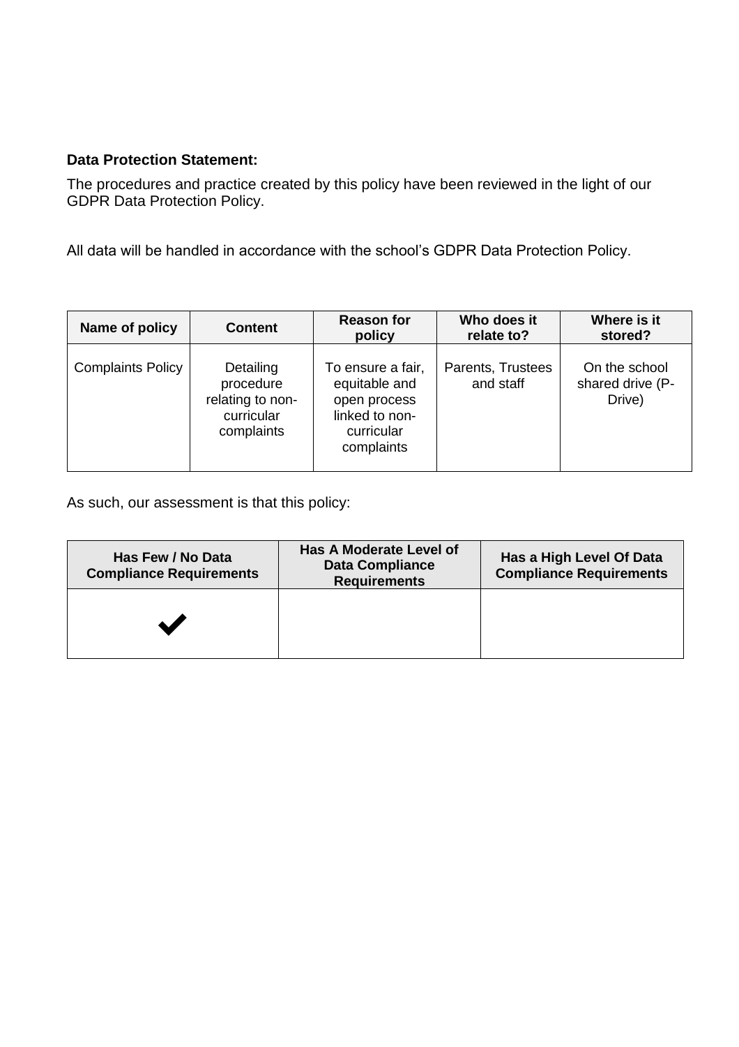**Data Protection Statement:**

The procedures and practice created by this policy have been reviewed in the light of our GDPR Data Protection Policy.

All data will be handled in accordance with the school's GDPR Data Protection Policy.

| Name of policy | Content | Reason for policy | Who does it relate to? | Where is it stored? |
|---|---|---|---|---|
| Complaints Policy | Detailing procedure relating to non-curricular complaints | To ensure a fair, equitable and open process linked to non-curricular complaints | Parents, Trustees and staff | On the school shared drive (P-Drive) |

As such, our assessment is that this policy:

| Has Few / No Data Compliance Requirements | Has A Moderate Level of Data Compliance Requirements | Has a High Level Of Data Compliance Requirements |
|---|---|---|
| ✔ | | |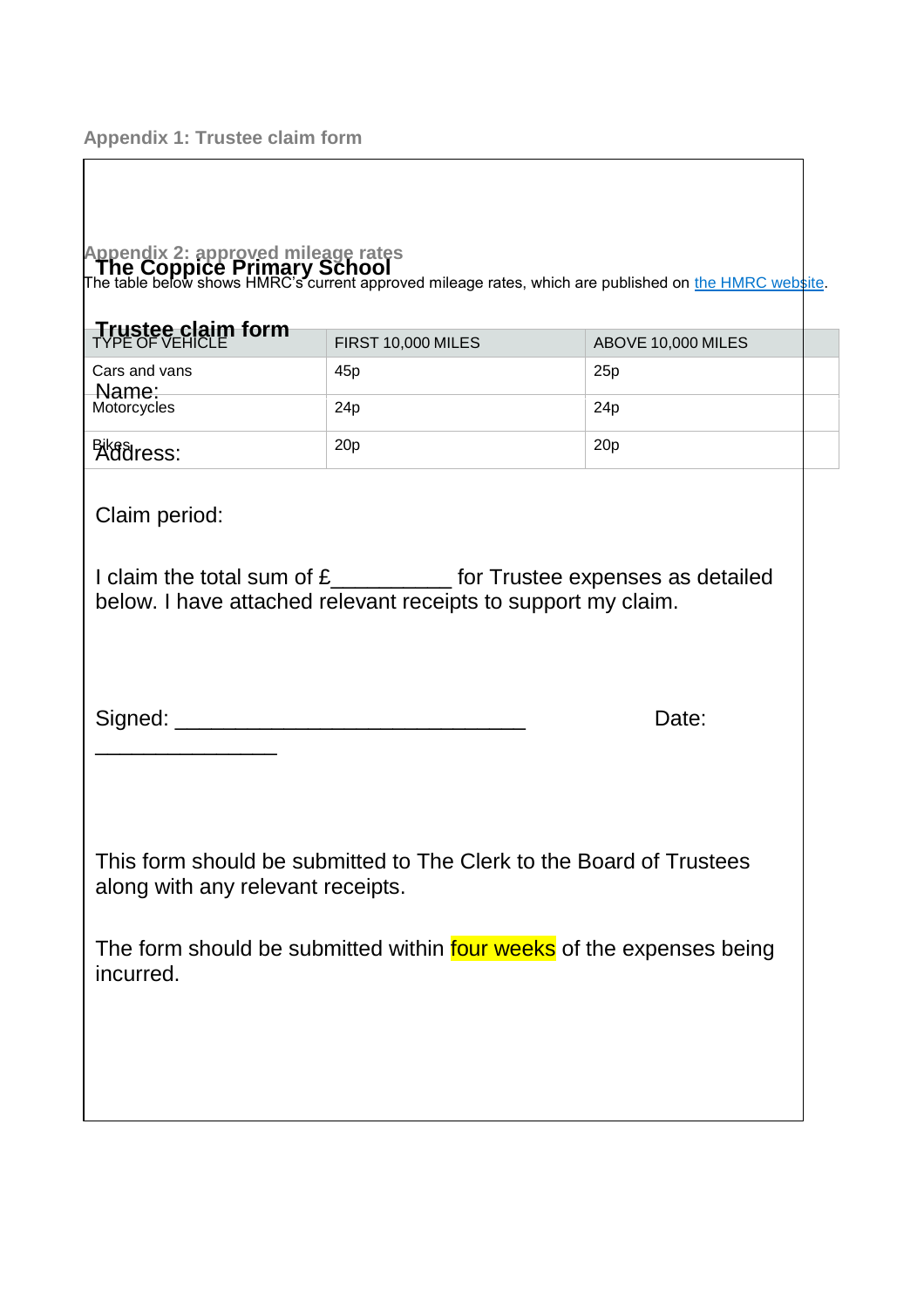## Appendix 1: Trustee claim form

**The Coppice Primary School**

**Trustee claim form**

Name:

Address:

Claim period:

I claim the total sum of £__________ for Trustee expenses as detailed below. I have attached relevant receipts to support my claim.

Signed: _____________________________ Date: _______________

This form should be submitted to The Clerk to the Board of Trustees along with any relevant receipts.

The form should be submitted within four weeks of the expenses being incurred.

## Appendix 2: approved mileage rates

The table below shows HMRC's current approved mileage rates, which are published on the HMRC website.

| TYPE OF VEHICLE | FIRST 10,000 MILES | ABOVE 10,000 MILES |
|---|---|---|
| Cars and vans | 45p | 25p |
| Motorcycles | 24p | 24p |
| Bikes | 20p | 20p |